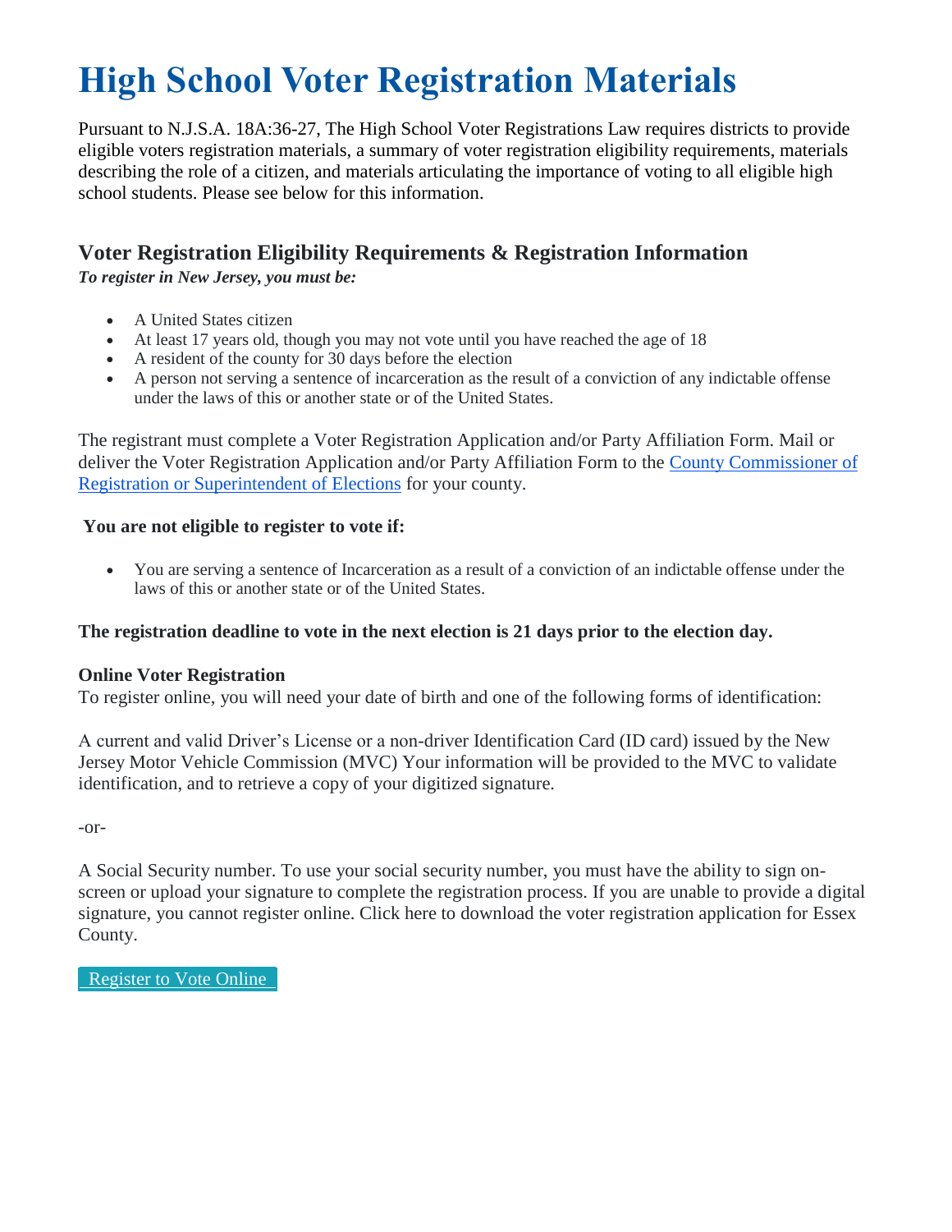# High School Voter Registration Materials

Pursuant to N.J.S.A. 18A:36-27, The High School Voter Registrations Law requires districts to provide eligible voters registration materials, a summary of voter registration eligibility requirements, materials describing the role of a citizen, and materials articulating the importance of voting to all eligible high school students. Please see below for this information.

## Voter Registration Eligibility Requirements & Registration Information

***To register in New Jersey, you must be:***

- A United States citizen
- At least 17 years old, though you may not vote until you have reached the age of 18
- A resident of the county for 30 days before the election
- A person not serving a sentence of incarceration as the result of a conviction of any indictable offense under the laws of this or another state or of the United States.

The registrant must complete a Voter Registration Application and/or Party Affiliation Form. Mail or deliver the Voter Registration Application and/or Party Affiliation Form to the County Commissioner of Registration or Superintendent of Elections for your county.

**You are not eligible to register to vote if:**

- You are serving a sentence of Incarceration as a result of a conviction of an indictable offense under the laws of this or another state or of the United States.

**The registration deadline to vote in the next election is 21 days prior to the election day.**

**Online Voter Registration**

To register online, you will need your date of birth and one of the following forms of identification:

A current and valid Driver's License or a non-driver Identification Card (ID card) issued by the New Jersey Motor Vehicle Commission (MVC) Your information will be provided to the MVC to validate identification, and to retrieve a copy of your digitized signature.

-or-

A Social Security number. To use your social security number, you must have the ability to sign on-screen or upload your signature to complete the registration process. If you are unable to provide a digital signature, you cannot register online. Click here to download the voter registration application for Essex County.

Register to Vote Online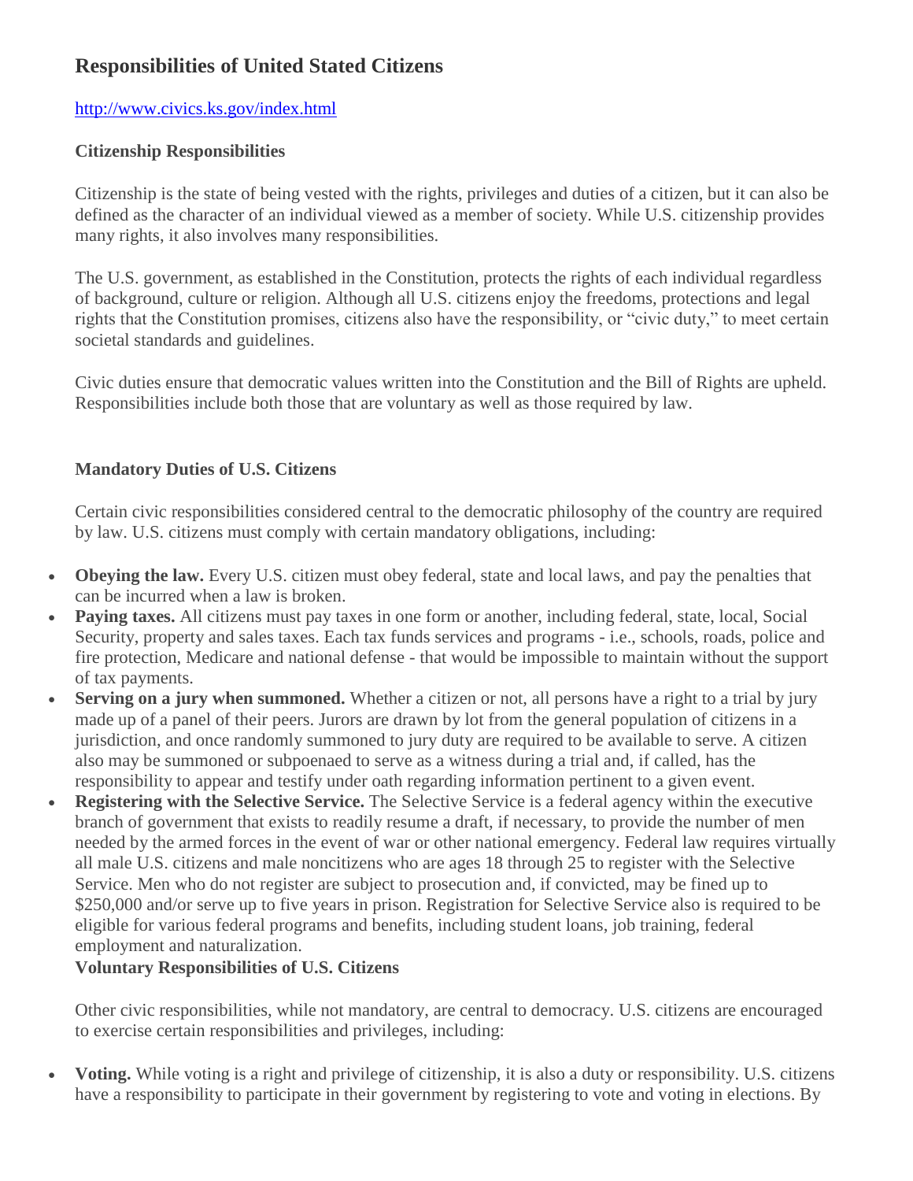## Responsibilities of United Stated Citizens

http://www.civics.ks.gov/index.html

### Citizenship Responsibilities

Citizenship is the state of being vested with the rights, privileges and duties of a citizen, but it can also be defined as the character of an individual viewed as a member of society. While U.S. citizenship provides many rights, it also involves many responsibilities.

The U.S. government, as established in the Constitution, protects the rights of each individual regardless of background, culture or religion. Although all U.S. citizens enjoy the freedoms, protections and legal rights that the Constitution promises, citizens also have the responsibility, or "civic duty," to meet certain societal standards and guidelines.

Civic duties ensure that democratic values written into the Constitution and the Bill of Rights are upheld. Responsibilities include both those that are voluntary as well as those required by law.

### Mandatory Duties of U.S. Citizens

Certain civic responsibilities considered central to the democratic philosophy of the country are required by law. U.S. citizens must comply with certain mandatory obligations, including:

- **Obeying the law.** Every U.S. citizen must obey federal, state and local laws, and pay the penalties that can be incurred when a law is broken.
- **Paying taxes.** All citizens must pay taxes in one form or another, including federal, state, local, Social Security, property and sales taxes. Each tax funds services and programs - i.e., schools, roads, police and fire protection, Medicare and national defense - that would be impossible to maintain without the support of tax payments.
- **Serving on a jury when summoned.** Whether a citizen or not, all persons have a right to a trial by jury made up of a panel of their peers. Jurors are drawn by lot from the general population of citizens in a jurisdiction, and once randomly summoned to jury duty are required to be available to serve. A citizen also may be summoned or subpoenaed to serve as a witness during a trial and, if called, has the responsibility to appear and testify under oath regarding information pertinent to a given event.
- **Registering with the Selective Service.** The Selective Service is a federal agency within the executive branch of government that exists to readily resume a draft, if necessary, to provide the number of men needed by the armed forces in the event of war or other national emergency. Federal law requires virtually all male U.S. citizens and male noncitizens who are ages 18 through 25 to register with the Selective Service. Men who do not register are subject to prosecution and, if convicted, may be fined up to $250,000 and/or serve up to five years in prison. Registration for Selective Service also is required to be eligible for various federal programs and benefits, including student loans, job training, federal employment and naturalization.

### Voluntary Responsibilities of U.S. Citizens

Other civic responsibilities, while not mandatory, are central to democracy. U.S. citizens are encouraged to exercise certain responsibilities and privileges, including:

- **Voting.** While voting is a right and privilege of citizenship, it is also a duty or responsibility. U.S. citizens have a responsibility to participate in their government by registering to vote and voting in elections. By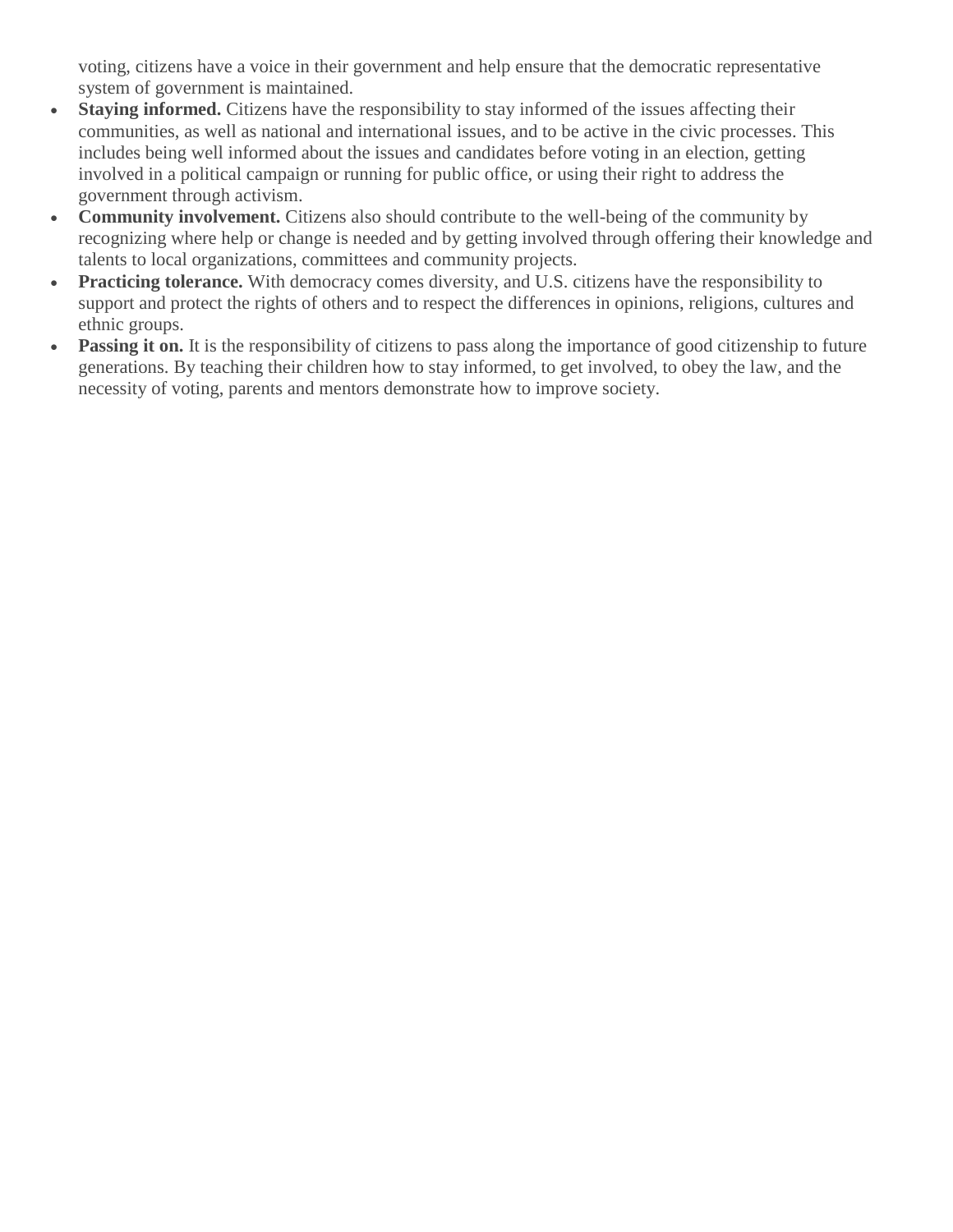voting, citizens have a voice in their government and help ensure that the democratic representative system of government is maintained.

- **Staying informed.** Citizens have the responsibility to stay informed of the issues affecting their communities, as well as national and international issues, and to be active in the civic processes. This includes being well informed about the issues and candidates before voting in an election, getting involved in a political campaign or running for public office, or using their right to address the government through activism.
- **Community involvement.** Citizens also should contribute to the well-being of the community by recognizing where help or change is needed and by getting involved through offering their knowledge and talents to local organizations, committees and community projects.
- **Practicing tolerance.** With democracy comes diversity, and U.S. citizens have the responsibility to support and protect the rights of others and to respect the differences in opinions, religions, cultures and ethnic groups.
- **Passing it on.** It is the responsibility of citizens to pass along the importance of good citizenship to future generations. By teaching their children how to stay informed, to get involved, to obey the law, and the necessity of voting, parents and mentors demonstrate how to improve society.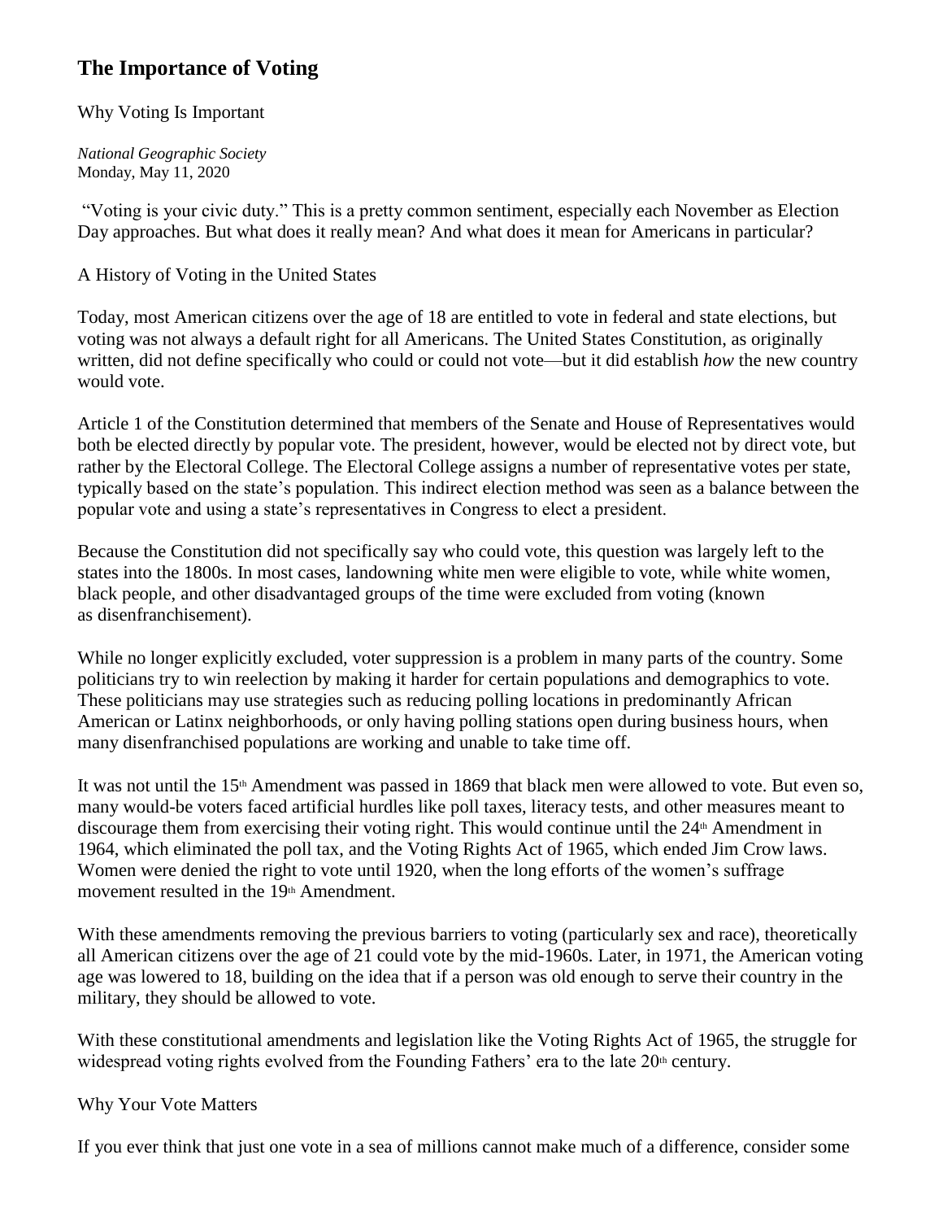# The Importance of Voting

Why Voting Is Important

*National Geographic Society*
Monday, May 11, 2020

"Voting is your civic duty." This is a pretty common sentiment, especially each November as Election Day approaches. But what does it really mean? And what does it mean for Americans in particular?

A History of Voting in the United States

Today, most American citizens over the age of 18 are entitled to vote in federal and state elections, but voting was not always a default right for all Americans. The United States Constitution, as originally written, did not define specifically who could or could not vote—but it did establish *how* the new country would vote.

Article 1 of the Constitution determined that members of the Senate and House of Representatives would both be elected directly by popular vote. The president, however, would be elected not by direct vote, but rather by the Electoral College. The Electoral College assigns a number of representative votes per state, typically based on the state's population. This indirect election method was seen as a balance between the popular vote and using a state's representatives in Congress to elect a president.

Because the Constitution did not specifically say who could vote, this question was largely left to the states into the 1800s. In most cases, landowning white men were eligible to vote, while white women, black people, and other disadvantaged groups of the time were excluded from voting (known as disenfranchisement).

While no longer explicitly excluded, voter suppression is a problem in many parts of the country. Some politicians try to win reelection by making it harder for certain populations and demographics to vote. These politicians may use strategies such as reducing polling locations in predominantly African American or Latinx neighborhoods, or only having polling stations open during business hours, when many disenfranchised populations are working and unable to take time off.

It was not until the 15th Amendment was passed in 1869 that black men were allowed to vote. But even so, many would-be voters faced artificial hurdles like poll taxes, literacy tests, and other measures meant to discourage them from exercising their voting right. This would continue until the 24th Amendment in 1964, which eliminated the poll tax, and the Voting Rights Act of 1965, which ended Jim Crow laws. Women were denied the right to vote until 1920, when the long efforts of the women's suffrage movement resulted in the 19th Amendment.

With these amendments removing the previous barriers to voting (particularly sex and race), theoretically all American citizens over the age of 21 could vote by the mid-1960s. Later, in 1971, the American voting age was lowered to 18, building on the idea that if a person was old enough to serve their country in the military, they should be allowed to vote.

With these constitutional amendments and legislation like the Voting Rights Act of 1965, the struggle for widespread voting rights evolved from the Founding Fathers' era to the late 20th century.

Why Your Vote Matters

If you ever think that just one vote in a sea of millions cannot make much of a difference, consider some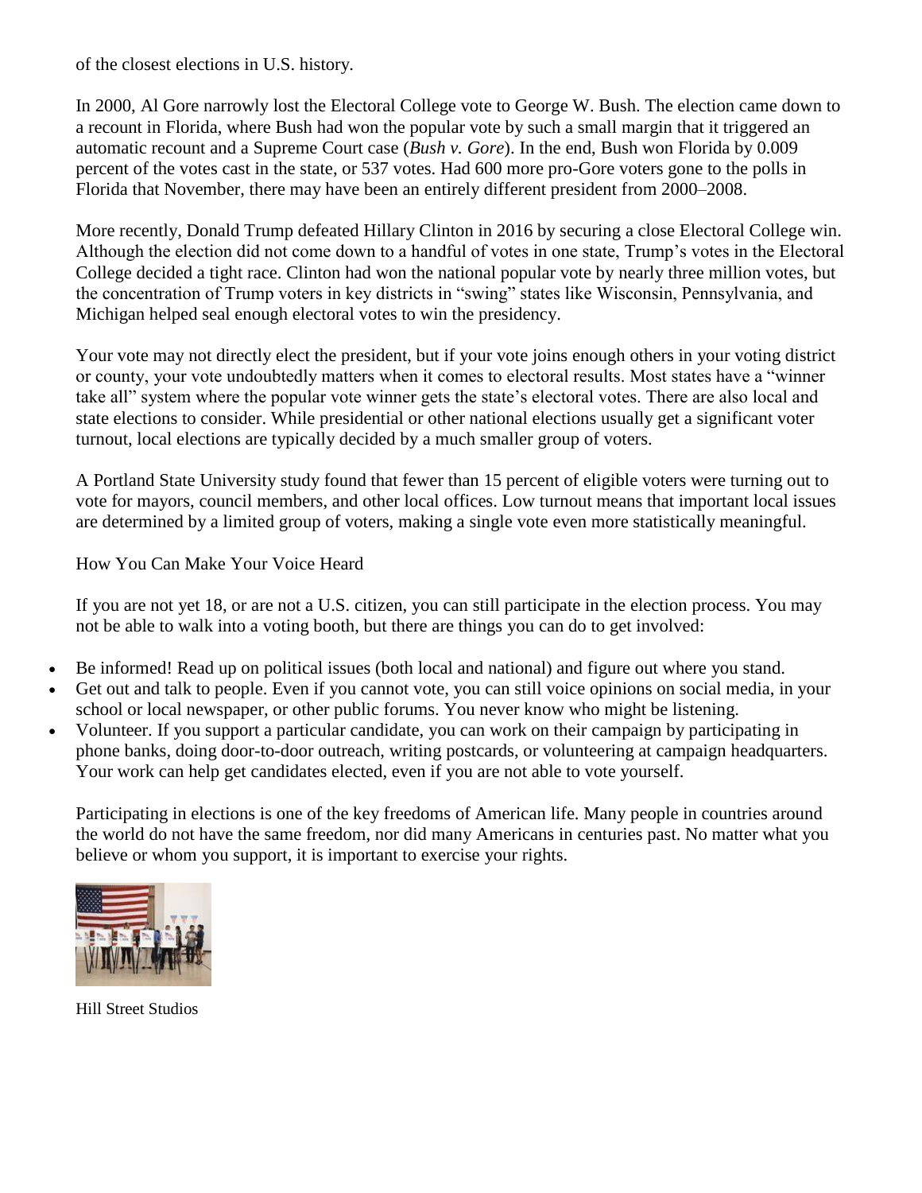of the closest elections in U.S. history.

In 2000, Al Gore narrowly lost the Electoral College vote to George W. Bush. The election came down to a recount in Florida, where Bush had won the popular vote by such a small margin that it triggered an automatic recount and a Supreme Court case (*Bush v. Gore*). In the end, Bush won Florida by 0.009 percent of the votes cast in the state, or 537 votes. Had 600 more pro-Gore voters gone to the polls in Florida that November, there may have been an entirely different president from 2000–2008.

More recently, Donald Trump defeated Hillary Clinton in 2016 by securing a close Electoral College win. Although the election did not come down to a handful of votes in one state, Trump's votes in the Electoral College decided a tight race. Clinton had won the national popular vote by nearly three million votes, but the concentration of Trump voters in key districts in "swing" states like Wisconsin, Pennsylvania, and Michigan helped seal enough electoral votes to win the presidency.

Your vote may not directly elect the president, but if your vote joins enough others in your voting district or county, your vote undoubtedly matters when it comes to electoral results. Most states have a "winner take all" system where the popular vote winner gets the state's electoral votes. There are also local and state elections to consider. While presidential or other national elections usually get a significant voter turnout, local elections are typically decided by a much smaller group of voters.

A Portland State University study found that fewer than 15 percent of eligible voters were turning out to vote for mayors, council members, and other local offices. Low turnout means that important local issues are determined by a limited group of voters, making a single vote even more statistically meaningful.

How You Can Make Your Voice Heard

If you are not yet 18, or are not a U.S. citizen, you can still participate in the election process. You may not be able to walk into a voting booth, but there are things you can do to get involved:

- Be informed! Read up on political issues (both local and national) and figure out where you stand.
- Get out and talk to people. Even if you cannot vote, you can still voice opinions on social media, in your school or local newspaper, or other public forums. You never know who might be listening.
- Volunteer. If you support a particular candidate, you can work on their campaign by participating in phone banks, doing door-to-door outreach, writing postcards, or volunteering at campaign headquarters. Your work can help get candidates elected, even if you are not able to vote yourself.

Participating in elections is one of the key freedoms of American life. Many people in countries around the world do not have the same freedom, nor did many Americans in centuries past. No matter what you believe or whom you support, it is important to exercise your rights.

Hill Street Studios